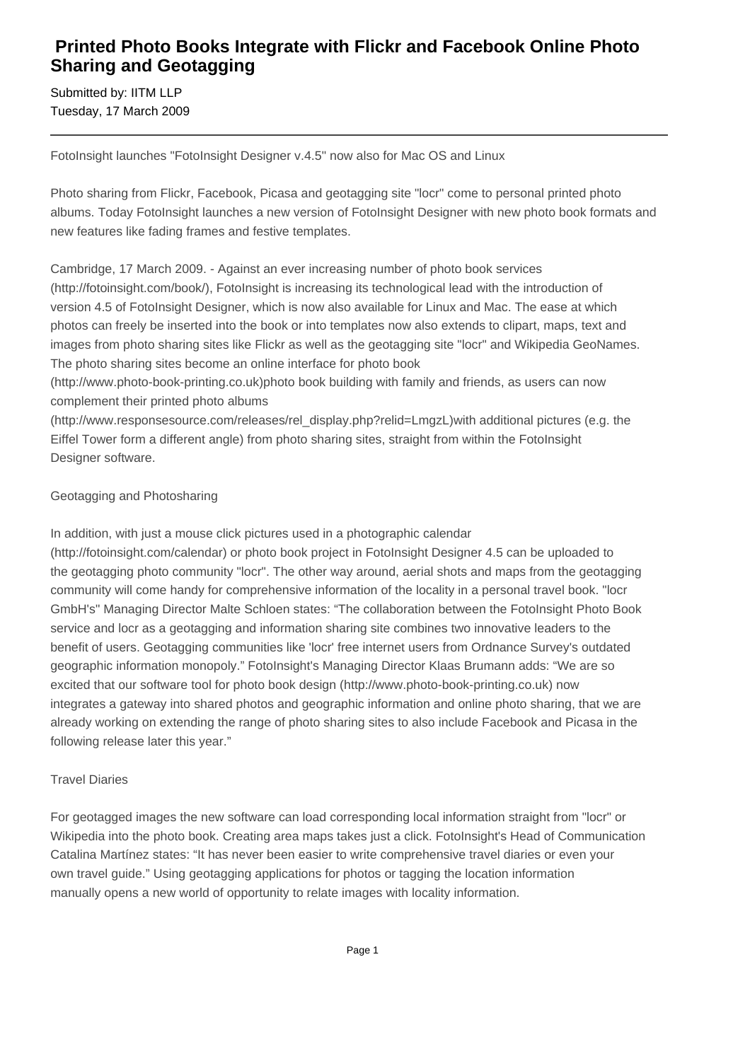# Printed Photo Books Integrate with Flickr and Facebook Online Photo Sharing and Geotagging

Submitted by: IITM LLP
Tuesday, 17 March 2009

---

FotoInsight launches "FotoInsight Designer v.4.5" now also for Mac OS and Linux

Photo sharing from Flickr, Facebook, Picasa and geotagging site "locr" come to personal printed photo albums. Today FotoInsight launches a new version of FotoInsight Designer with new photo book formats and new features like fading frames and festive templates.

Cambridge, 17 March 2009. - Against an ever increasing number of photo book services (http://fotoinsight.com/book/), FotoInsight is increasing its technological lead with the introduction of version 4.5 of FotoInsight Designer, which is now also available for Linux and Mac. The ease at which photos can freely be inserted into the book or into templates now also extends to clipart, maps, text and images from photo sharing sites like Flickr as well as the geotagging site "locr" and Wikipedia GeoNames. The photo sharing sites become an online interface for photo book (http://www.photo-book-printing.co.uk)photo book building with family and friends, as users can now complement their printed photo albums (http://www.responsesource.com/releases/rel_display.php?relid=LmgzL)with additional pictures (e.g. the Eiffel Tower form a different angle) from photo sharing sites, straight from within the FotoInsight Designer software.

Geotagging and Photosharing

In addition, with just a mouse click pictures used in a photographic calendar (http://fotoinsight.com/calendar) or photo book project in FotoInsight Designer 4.5 can be uploaded to the geotagging photo community "locr". The other way around, aerial shots and maps from the geotagging community will come handy for comprehensive information of the locality in a personal travel book. "locr GmbH's" Managing Director Malte Schloen states: “The collaboration between the FotoInsight Photo Book service and locr as a geotagging and information sharing site combines two innovative leaders to the benefit of users. Geotagging communities like 'locr' free internet users from Ordnance Survey's outdated geographic information monopoly.” FotoInsight's Managing Director Klaas Brumann adds: “We are so excited that our software tool for photo book design (http://www.photo-book-printing.co.uk) now integrates a gateway into shared photos and geographic information and online photo sharing, that we are already working on extending the range of photo sharing sites to also include Facebook and Picasa in the following release later this year.”

Travel Diaries

For geotagged images the new software can load corresponding local information straight from "locr" or Wikipedia into the photo book. Creating area maps takes just a click. FotoInsight's Head of Communication Catalina Martínez states: “It has never been easier to write comprehensive travel diaries or even your own travel guide.” Using geotagging applications for photos or tagging the location information manually opens a new world of opportunity to relate images with locality information.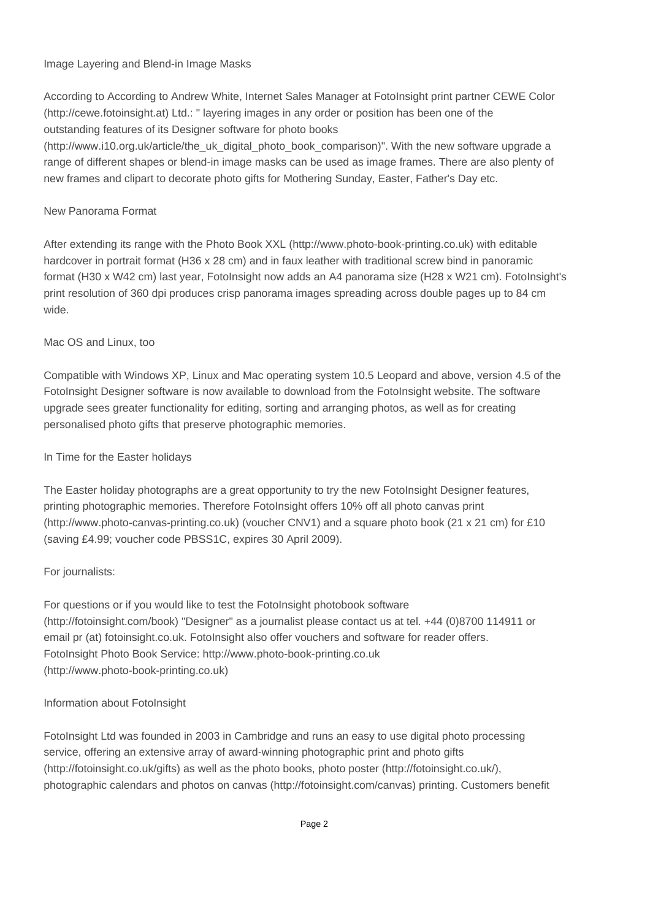## Image Layering and Blend-in Image Masks

According to According to Andrew White, Internet Sales Manager at FotoInsight print partner CEWE Color (http://cewe.fotoinsight.at) Ltd.: " layering images in any order or position has been one of the outstanding features of its Designer software for photo books (http://www.i10.org.uk/article/the_uk_digital_photo_book_comparison)". With the new software upgrade a range of different shapes or blend-in image masks can be used as image frames. There are also plenty of new frames and clipart to decorate photo gifts for Mothering Sunday, Easter, Father's Day etc.

## New Panorama Format

After extending its range with the Photo Book XXL (http://www.photo-book-printing.co.uk) with editable hardcover in portrait format (H36 x 28 cm) and in faux leather with traditional screw bind in panoramic format (H30 x W42 cm) last year, FotoInsight now adds an A4 panorama size (H28 x W21 cm). FotoInsight's print resolution of 360 dpi produces crisp panorama images spreading across double pages up to 84 cm wide.

## Mac OS and Linux, too

Compatible with Windows XP, Linux and Mac operating system 10.5 Leopard and above, version 4.5 of the FotoInsight Designer software is now available to download from the FotoInsight website. The software upgrade sees greater functionality for editing, sorting and arranging photos, as well as for creating personalised photo gifts that preserve photographic memories.

## In Time for the Easter holidays

The Easter holiday photographs are a great opportunity to try the new FotoInsight Designer features, printing photographic memories. Therefore FotoInsight offers 10% off all photo canvas print (http://www.photo-canvas-printing.co.uk) (voucher CNV1) and a square photo book (21 x 21 cm) for £10 (saving £4.99; voucher code PBSS1C, expires 30 April 2009).

## For journalists:

For questions or if you would like to test the FotoInsight photobook software (http://fotoinsight.com/book) "Designer" as a journalist please contact us at tel. +44 (0)8700 114911 or email pr (at) fotoinsight.co.uk. FotoInsight also offer vouchers and software for reader offers.
FotoInsight Photo Book Service: http://www.photo-book-printing.co.uk (http://www.photo-book-printing.co.uk)

## Information about FotoInsight

FotoInsight Ltd was founded in 2003 in Cambridge and runs an easy to use digital photo processing service, offering an extensive array of award-winning photographic print and photo gifts (http://fotoinsight.co.uk/gifts) as well as the photo books, photo poster (http://fotoinsight.co.uk/), photographic calendars and photos on canvas (http://fotoinsight.com/canvas) printing. Customers benefit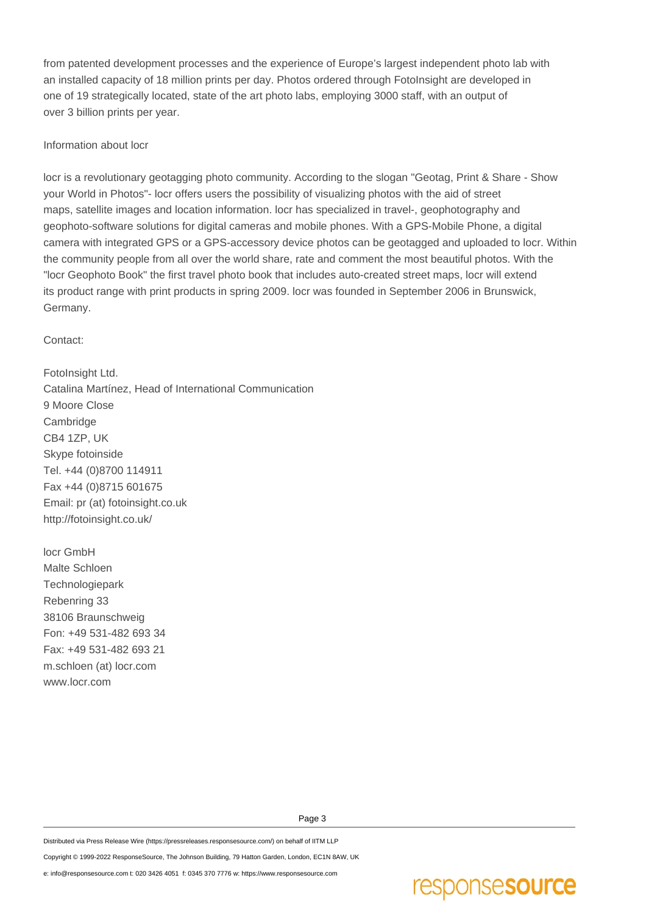from patented development processes and the experience of Europe's largest independent photo lab with an installed capacity of 18 million prints per day. Photos ordered through FotoInsight are developed in one of 19 strategically located, state of the art photo labs, employing 3000 staff, with an output of over 3 billion prints per year.

Information about locr

locr is a revolutionary geotagging photo community. According to the slogan "Geotag, Print & Share - Show your World in Photos"- locr offers users the possibility of visualizing photos with the aid of street maps, satellite images and location information. locr has specialized in travel-, geophotography and geophoto-software solutions for digital cameras and mobile phones. With a GPS-Mobile Phone, a digital camera with integrated GPS or a GPS-accessory device photos can be geotagged and uploaded to locr. Within the community people from all over the world share, rate and comment the most beautiful photos. With the "locr Geophoto Book" the first travel photo book that includes auto-created street maps, locr will extend its product range with print products in spring 2009. locr was founded in September 2006 in Brunswick, Germany.

Contact:

FotoInsight Ltd.
Catalina Martínez, Head of International Communication
9 Moore Close
Cambridge
CB4 1ZP, UK
Skype fotoinside
Tel. +44 (0)8700 114911
Fax +44 (0)8715 601675
Email: pr (at) fotoinsight.co.uk
http://fotoinsight.co.uk/

locr GmbH
Malte Schloen
Technologiepark
Rebenring 33
38106 Braunschweig
Fon: +49 531-482 693 34
Fax: +49 531-482 693 21
m.schloen (at) locr.com
www.locr.com

Distributed via Press Release Wire (https://pressreleases.responsesource.com/) on behalf of IITM LLP

Copyright © 1999-2022 ResponseSource, The Johnson Building, 79 Hatton Garden, London, EC1N 8AW, UK

e: info@responsesource.com t: 020 3426 4051 f: 0345 370 7776 w: https://www.responsesource.com